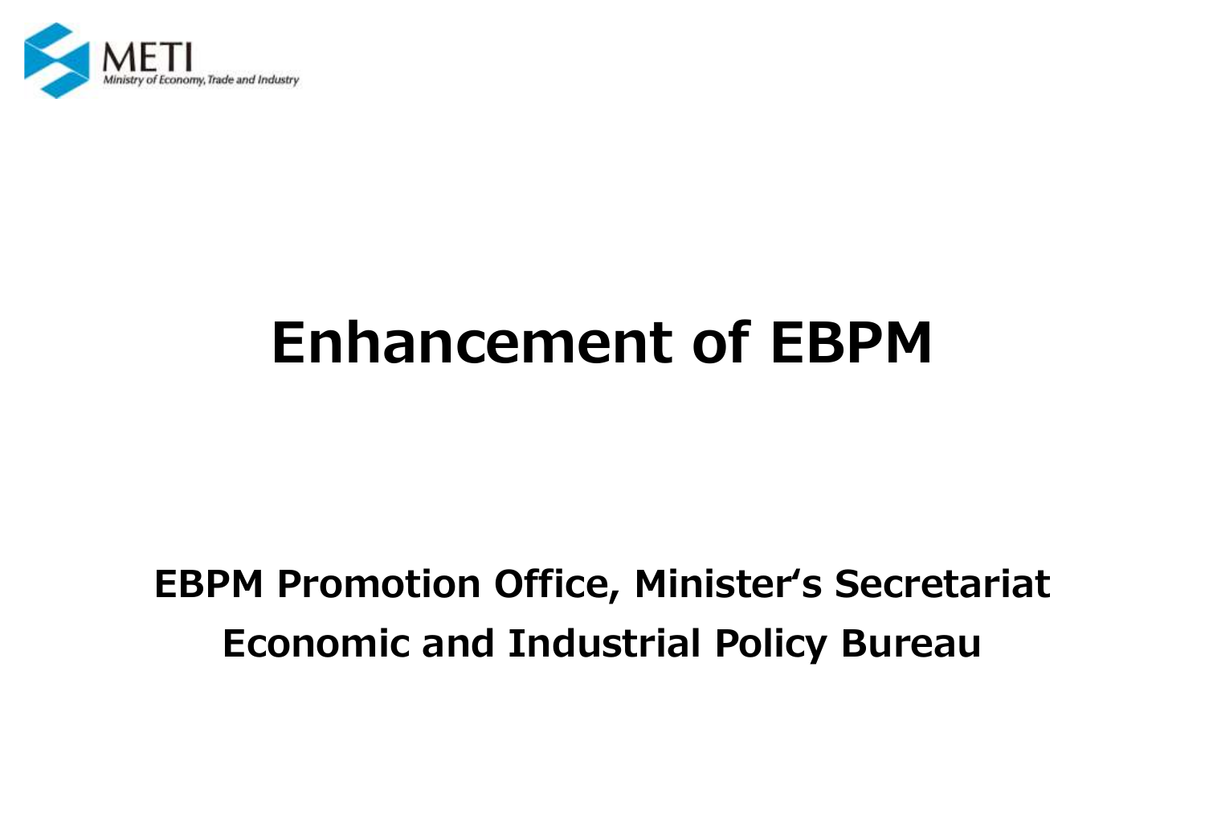METI
Ministry of Economy, Trade and Industry

# Enhancement of EBPM

**EBPM Promotion Office, Minister's Secretariat**

**Economic and Industrial Policy Bureau**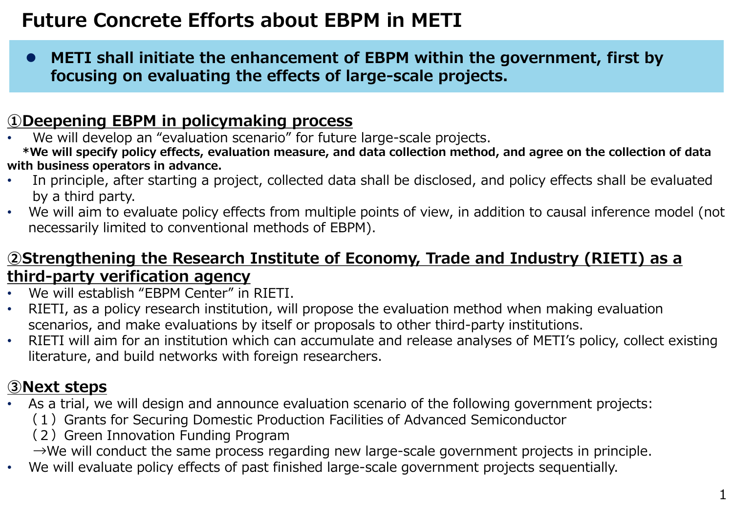# Future Concrete Efforts about EBPM in METI

- **METI shall initiate the enhancement of EBPM within the government, first by focusing on evaluating the effects of large-scale projects.**

## ①Deepening EBPM in policymaking process

- We will develop an "evaluation scenario" for future large-scale projects.

  **\*We will specify policy effects, evaluation measure, and data collection method, and agree on the collection of data with business operators in advance.**

- In principle, after starting a project, collected data shall be disclosed, and policy effects shall be evaluated by a third party.
- We will aim to evaluate policy effects from multiple points of view, in addition to causal inference model (not necessarily limited to conventional methods of EBPM).

## ②Strengthening the Research Institute of Economy, Trade and Industry (RIETI) as a third-party verification agency

- We will establish "EBPM Center" in RIETI.
- RIETI, as a policy research institution, will propose the evaluation method when making evaluation scenarios, and make evaluations by itself or proposals to other third-party institutions.
- RIETI will aim for an institution which can accumulate and release analyses of METI's policy, collect existing literature, and build networks with foreign researchers.

## ③Next steps

- As a trial, we will design and announce evaluation scenario of the following government projects:

  （１）Grants for Securing Domestic Production Facilities of Advanced Semiconductor

  （２）Green Innovation Funding Program

  →We will conduct the same process regarding new large-scale government projects in principle.

- We will evaluate policy effects of past finished large-scale government projects sequentially.